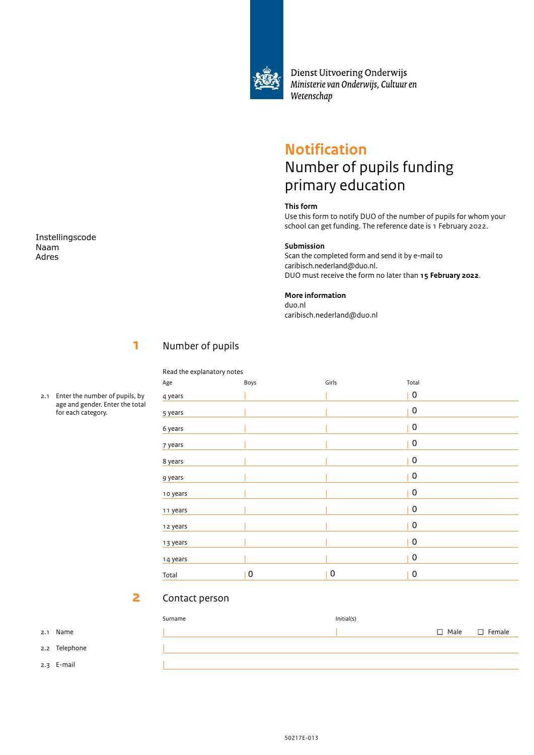Dienst Uitvoering Onderwijs
*Ministerie van Onderwijs, Cultuur en Wetenschap*

# Notification

## Number of pupils funding primary education

**This form**
Use this form to notify DUO of the number of pupils for whom your school can get funding. The reference date is 1 February 2022.

Instellingscode
Naam
Adres

**Submission**
Scan the completed form and send it by e-mail to caribisch.nederland@duo.nl.
DUO must receive the form no later than **15 February 2022**.

**More information**
duo.nl
caribisch.nederland@duo.nl

## 1 Number of pupils

Read the explanatory notes

2.1 Enter the number of pupils, by age and gender. Enter the total for each category.

| Age | Boys | Girls | Total |
|---|---|---|---|
| 4 years | | | 0 |
| 5 years | | | 0 |
| 6 years | | | 0 |
| 7 years | | | 0 |
| 8 years | | | 0 |
| 9 years | | | 0 |
| 10 years | | | 0 |
| 11 years | | | 0 |
| 12 years | | | 0 |
| 13 years | | | 0 |
| 14 years | | | 0 |
| Total | 0 | 0 | 0 |

## 2 Contact person

| | Surname | Initial(s) | |
|---|---|---|---|
| 2.1 Name | | | ☐ Male ☐ Female |
| 2.2 Telephone | | | |
| 2.3 E-mail | | | |

50217E-013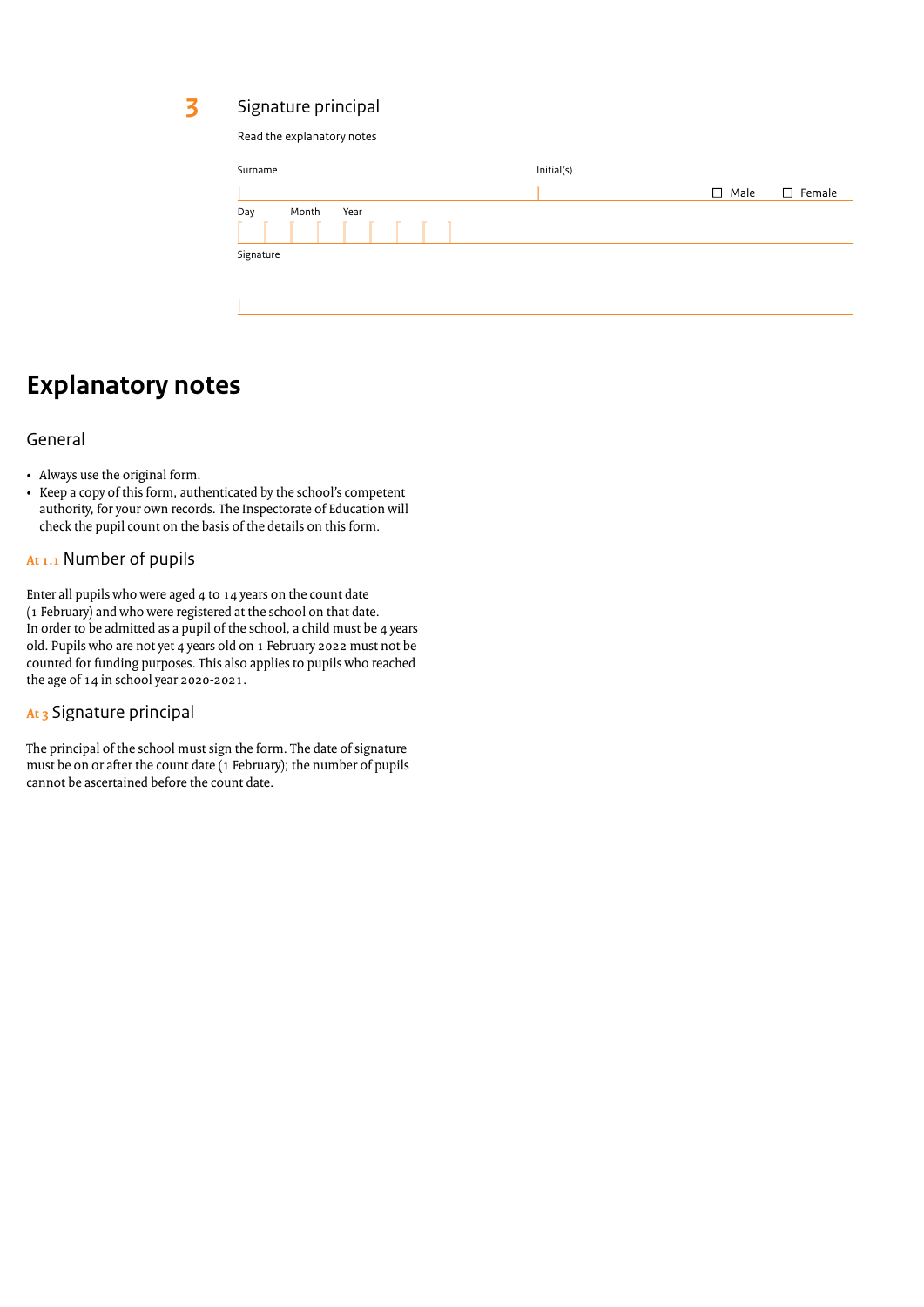## 3 Signature principal

Read the explanatory notes

Surname

Initial(s)

☐ Male ☐ Female

Day Month Year

Signature

# Explanatory notes

## General

- Always use the original form.
- Keep a copy of this form, authenticated by the school's competent authority, for your own records. The Inspectorate of Education will check the pupil count on the basis of the details on this form.

### At 1.1 Number of pupils

Enter all pupils who were aged 4 to 14 years on the count date (1 February) and who were registered at the school on that date. In order to be admitted as a pupil of the school, a child must be 4 years old. Pupils who are not yet 4 years old on 1 February 2022 must not be counted for funding purposes. This also applies to pupils who reached the age of 14 in school year 2020-2021.

### At 3 Signature principal

The principal of the school must sign the form. The date of signature must be on or after the count date (1 February); the number of pupils cannot be ascertained before the count date.